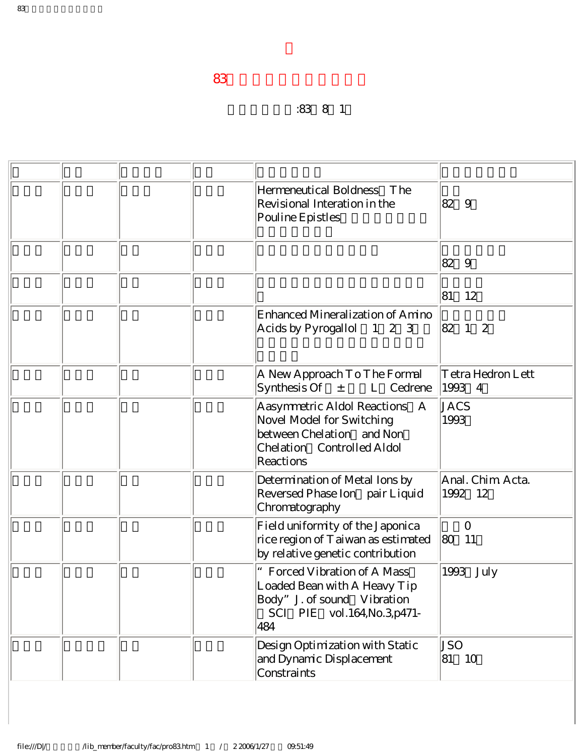# 83

:83 8 1

| | | | | | |
|---|---|---|---|---|---|
| | | | | Hermeneutical Boldness The Revisional Interation in the Pouline Epistles | 82 9 |
| | | | | | 82 9 |
| | | | | | 81 12 |
| | | | | Enhanced Mineralization of Amino Acids by Pyrogallol 1 2 3 | 82 1 2 |
| | | | | A New Approach To The Formal Synthesis Of ± L Cedrene | Tetra Hedron Lett 1993 4 |
| | | | | Aasymmetric Aldol Reactions A Novel Model for Switching between Chelation and Non Chelation Controlled Aldol Reactions | JACS 1993 |
| | | | | Determination of Metal Ions by Reversed Phase Ion pair Liquid Chromatography | Anal. Chim. Acta. 1992 12 |
| | | | | Field uniformity of the Japonica rice region of Taiwan as estimated by relative genetic contribution | 0 80 11 |
| | | | | “ Forced Vibration of A Mass Loaded Bean with A Heavy Tip Body” J. of sound Vibration SCI PIE vol.164,No.3,p471-484 | 1993 July |
| | | | | Design Optimization with Static and Dynamic Displacement Constraints | JSO 81 10 |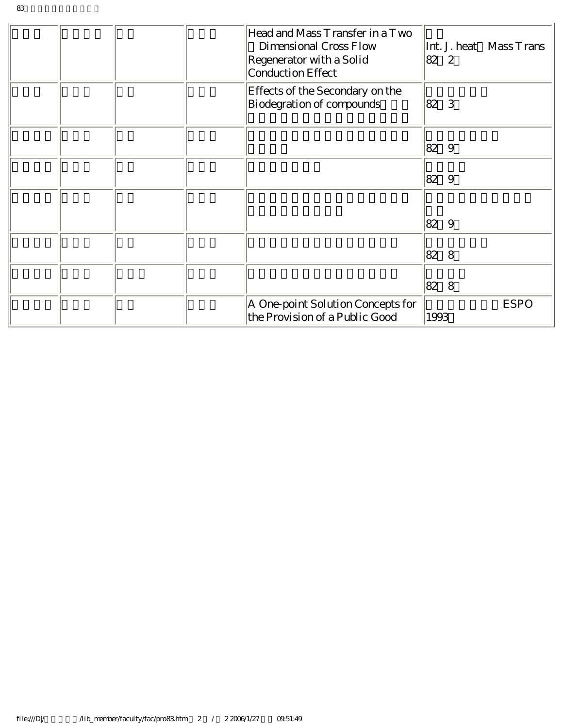| | | | | | |
|---|---|---|---|---|---|
| | | | | Head and Mass Transfer in a Two Dimensional Cross Flow Regenerator with a Solid Conduction Effect | Int. J. heat Mass Trans 82 2 |
| | | | | Effects of the Secondary on the Biodegration of compounds | 82 3 |
| | | | | | 82 9 |
| | | | | | 82 9 |
| | | | | | 82 9 |
| | | | | | 82 8 |
| | | | | | 82 8 |
| | | | | A One-point Solution Concepts for the Provision of a Public Good | ESPO 1993 |